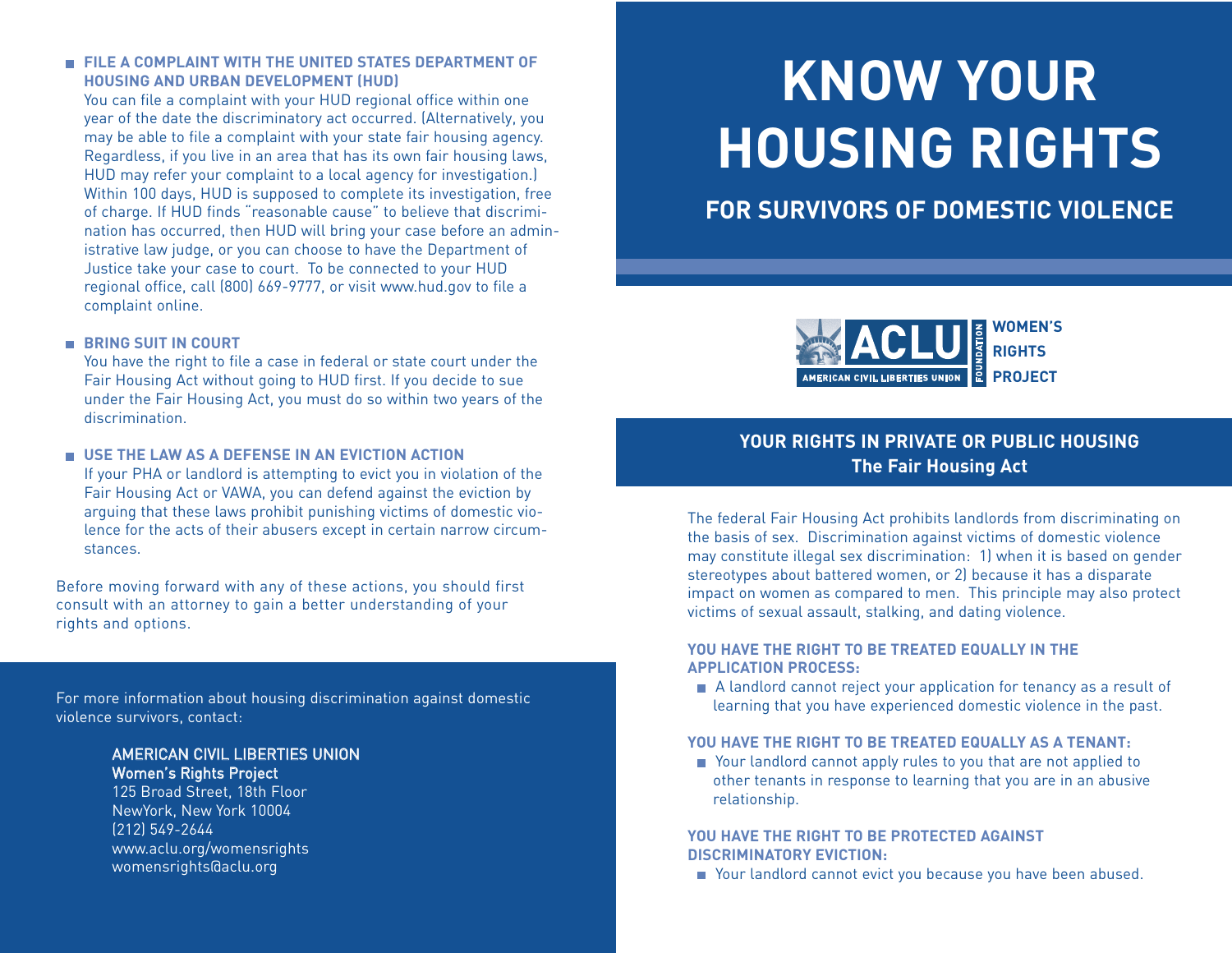## FILE A COMPLAINT WITH THE UNITED STATES DEPARTMENT OF HOUSING AND URBAN DEVELOPMENT (HUD)

You can file a complaint with your HUD regional office within one year of the date the discriminatory act occurred. (Alternatively, you may be able to file a complaint with your state fair housing agency. Regardless, if you live in an area that has its own fair housing laws, HUD may refer your complaint to a local agency for investigation.) Within 100 days, HUD is supposed to complete its investigation, free of charge. If HUD finds "reasonable cause" to believe that discrimination has occurred, then HUD will bring your case before an administrative law judge, or you can choose to have the Department of Justice take your case to court. To be connected to your HUD regional office, call (800) 669-9777, or visit www.hud.gov to file a complaint online.

## BRING SUIT IN COURT

You have the right to file a case in federal or state court under the Fair Housing Act without going to HUD first. If you decide to sue under the Fair Housing Act, you must do so within two years of the discrimination.

## USE THE LAW AS A DEFENSE IN AN EVICTION ACTION

If your PHA or landlord is attempting to evict you in violation of the Fair Housing Act or VAWA, you can defend against the eviction by arguing that these laws prohibit punishing victims of domestic violence for the acts of their abusers except in certain narrow circumstances.

Before moving forward with any of these actions, you should first consult with an attorney to gain a better understanding of your rights and options.

For more information about housing discrimination against domestic violence survivors, contact:

**AMERICAN CIVIL LIBERTIES UNION**
**Women's Rights Project**
125 Broad Street, 18th Floor
NewYork, New York 10004
(212) 549-2644
www.aclu.org/womensrights
womensrights@aclu.org

# KNOW YOUR HOUSING RIGHTS

## FOR SURVIVORS OF DOMESTIC VIOLENCE

ACLU FOUNDATION — AMERICAN CIVIL LIBERTIES UNION — WOMEN'S RIGHTS PROJECT

## YOUR RIGHTS IN PRIVATE OR PUBLIC HOUSING
### The Fair Housing Act

The federal Fair Housing Act prohibits landlords from discriminating on the basis of sex. Discrimination against victims of domestic violence may constitute illegal sex discrimination: 1) when it is based on gender stereotypes about battered women, or 2) because it has a disparate impact on women as compared to men. This principle may also protect victims of sexual assault, stalking, and dating violence.

### YOU HAVE THE RIGHT TO BE TREATED EQUALLY IN THE APPLICATION PROCESS:

- A landlord cannot reject your application for tenancy as a result of learning that you have experienced domestic violence in the past.

### YOU HAVE THE RIGHT TO BE TREATED EQUALLY AS A TENANT:

- Your landlord cannot apply rules to you that are not applied to other tenants in response to learning that you are in an abusive relationship.

### YOU HAVE THE RIGHT TO BE PROTECTED AGAINST DISCRIMINATORY EVICTION:

- Your landlord cannot evict you because you have been abused.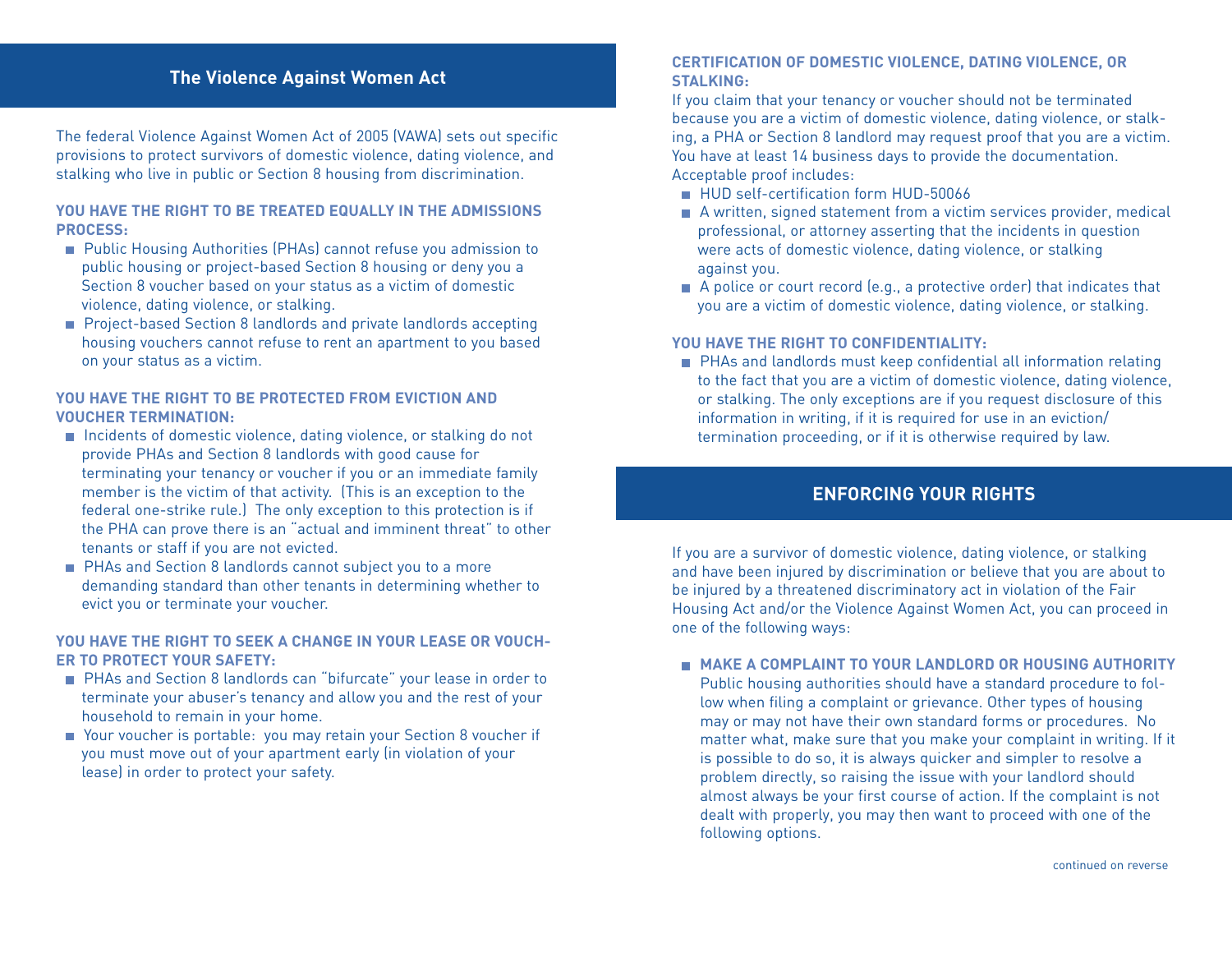## The Violence Against Women Act

The federal Violence Against Women Act of 2005 (VAWA) sets out specific provisions to protect survivors of domestic violence, dating violence, and stalking who live in public or Section 8 housing from discrimination.

**YOU HAVE THE RIGHT TO BE TREATED EQUALLY IN THE ADMISSIONS PROCESS:**

- Public Housing Authorities (PHAs) cannot refuse you admission to public housing or project-based Section 8 housing or deny you a Section 8 voucher based on your status as a victim of domestic violence, dating violence, or stalking.
- Project-based Section 8 landlords and private landlords accepting housing vouchers cannot refuse to rent an apartment to you based on your status as a victim.

**YOU HAVE THE RIGHT TO BE PROTECTED FROM EVICTION AND VOUCHER TERMINATION:**

- Incidents of domestic violence, dating violence, or stalking do not provide PHAs and Section 8 landlords with good cause for terminating your tenancy or voucher if you or an immediate family member is the victim of that activity. (This is an exception to the federal one-strike rule.) The only exception to this protection is if the PHA can prove there is an "actual and imminent threat" to other tenants or staff if you are not evicted.
- PHAs and Section 8 landlords cannot subject you to a more demanding standard than other tenants in determining whether to evict you or terminate your voucher.

**YOU HAVE THE RIGHT TO SEEK A CHANGE IN YOUR LEASE OR VOUCHER TO PROTECT YOUR SAFETY:**

- PHAs and Section 8 landlords can "bifurcate" your lease in order to terminate your abuser's tenancy and allow you and the rest of your household to remain in your home.
- Your voucher is portable: you may retain your Section 8 voucher if you must move out of your apartment early (in violation of your lease) in order to protect your safety.

**CERTIFICATION OF DOMESTIC VIOLENCE, DATING VIOLENCE, OR STALKING:**

If you claim that your tenancy or voucher should not be terminated because you are a victim of domestic violence, dating violence, or stalking, a PHA or Section 8 landlord may request proof that you are a victim. You have at least 14 business days to provide the documentation. Acceptable proof includes:

- HUD self-certification form HUD-50066
- A written, signed statement from a victim services provider, medical professional, or attorney asserting that the incidents in question were acts of domestic violence, dating violence, or stalking against you.
- A police or court record (e.g., a protective order) that indicates that you are a victim of domestic violence, dating violence, or stalking.

**YOU HAVE THE RIGHT TO CONFIDENTIALITY:**

- PHAs and landlords must keep confidential all information relating to the fact that you are a victim of domestic violence, dating violence, or stalking. The only exceptions are if you request disclosure of this information in writing, if it is required for use in an eviction/termination proceeding, or if it is otherwise required by law.

## ENFORCING YOUR RIGHTS

If you are a survivor of domestic violence, dating violence, or stalking and have been injured by discrimination or believe that you are about to be injured by a threatened discriminatory act in violation of the Fair Housing Act and/or the Violence Against Women Act, you can proceed in one of the following ways:

- **MAKE A COMPLAINT TO YOUR LANDLORD OR HOUSING AUTHORITY**
  Public housing authorities should have a standard procedure to follow when filing a complaint or grievance. Other types of housing may or may not have their own standard forms or procedures. No matter what, make sure that you make your complaint in writing. If it is possible to do so, it is always quicker and simpler to resolve a problem directly, so raising the issue with your landlord should almost always be your first course of action. If the complaint is not dealt with properly, you may then want to proceed with one of the following options.

continued on reverse